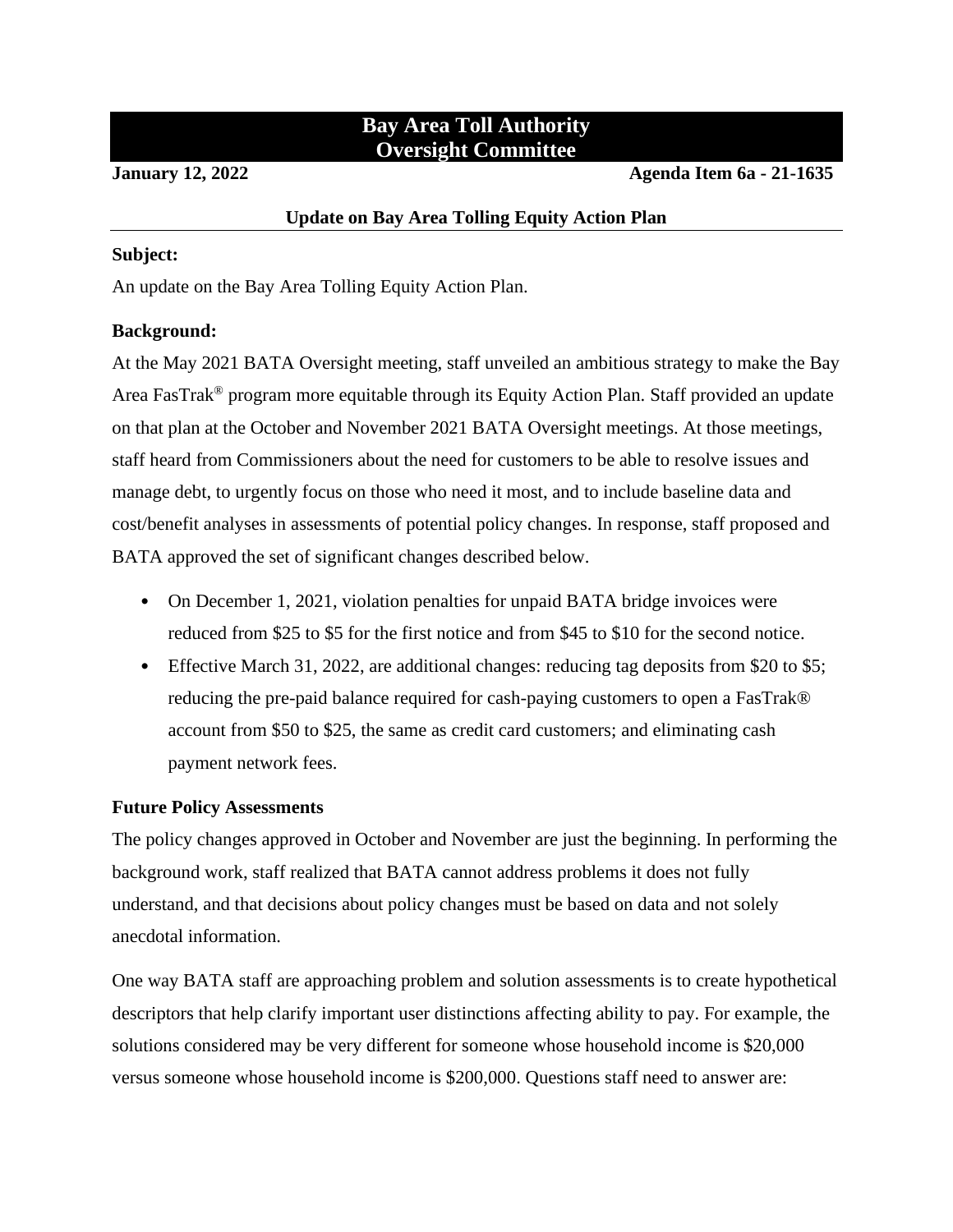# Bay Area Toll Authority
# Oversight Committee

**January 12, 2022** **Agenda Item 6a - 21-1635**

## Update on Bay Area Tolling Equity Action Plan

**Subject:**

An update on the Bay Area Tolling Equity Action Plan.

**Background:**

At the May 2021 BATA Oversight meeting, staff unveiled an ambitious strategy to make the Bay Area FasTrak® program more equitable through its Equity Action Plan. Staff provided an update on that plan at the October and November 2021 BATA Oversight meetings. At those meetings, staff heard from Commissioners about the need for customers to be able to resolve issues and manage debt, to urgently focus on those who need it most, and to include baseline data and cost/benefit analyses in assessments of potential policy changes. In response, staff proposed and BATA approved the set of significant changes described below.

- On December 1, 2021, violation penalties for unpaid BATA bridge invoices were reduced from $25 to $5 for the first notice and from $45 to $10 for the second notice.
- Effective March 31, 2022, are additional changes: reducing tag deposits from $20 to $5; reducing the pre-paid balance required for cash-paying customers to open a FasTrak® account from $50 to $25, the same as credit card customers; and eliminating cash payment network fees.

**Future Policy Assessments**

The policy changes approved in October and November are just the beginning. In performing the background work, staff realized that BATA cannot address problems it does not fully understand, and that decisions about policy changes must be based on data and not solely anecdotal information.

One way BATA staff are approaching problem and solution assessments is to create hypothetical descriptors that help clarify important user distinctions affecting ability to pay. For example, the solutions considered may be very different for someone whose household income is $20,000 versus someone whose household income is $200,000. Questions staff need to answer are: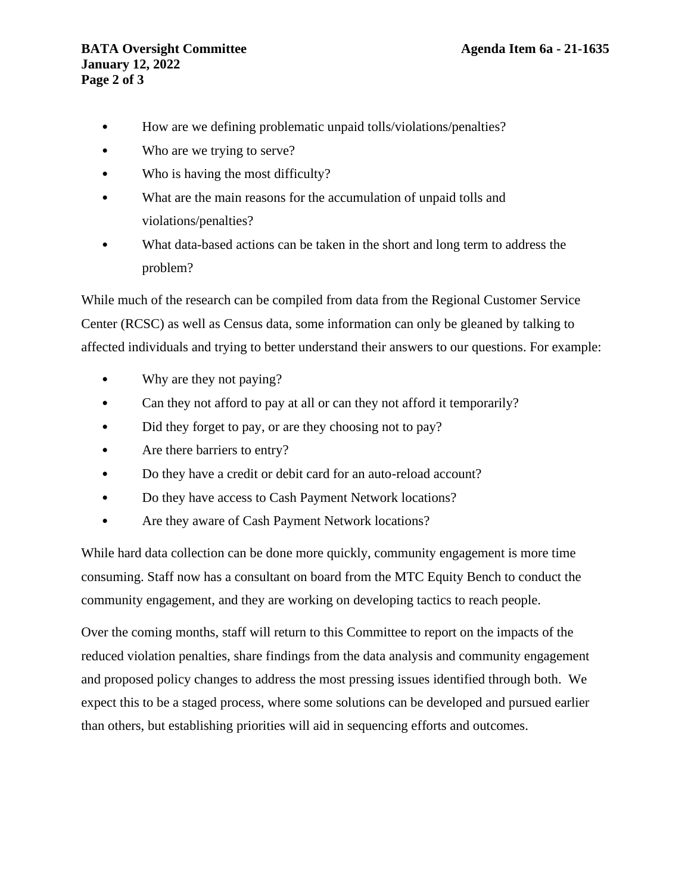- How are we defining problematic unpaid tolls/violations/penalties?
- Who are we trying to serve?
- Who is having the most difficulty?
- What are the main reasons for the accumulation of unpaid tolls and violations/penalties?
- What data-based actions can be taken in the short and long term to address the problem?

While much of the research can be compiled from data from the Regional Customer Service Center (RCSC) as well as Census data, some information can only be gleaned by talking to affected individuals and trying to better understand their answers to our questions. For example:

- Why are they not paying?
- Can they not afford to pay at all or can they not afford it temporarily?
- Did they forget to pay, or are they choosing not to pay?
- Are there barriers to entry?
- Do they have a credit or debit card for an auto-reload account?
- Do they have access to Cash Payment Network locations?
- Are they aware of Cash Payment Network locations?

While hard data collection can be done more quickly, community engagement is more time consuming. Staff now has a consultant on board from the MTC Equity Bench to conduct the community engagement, and they are working on developing tactics to reach people.

Over the coming months, staff will return to this Committee to report on the impacts of the reduced violation penalties, share findings from the data analysis and community engagement and proposed policy changes to address the most pressing issues identified through both. We expect this to be a staged process, where some solutions can be developed and pursued earlier than others, but establishing priorities will aid in sequencing efforts and outcomes.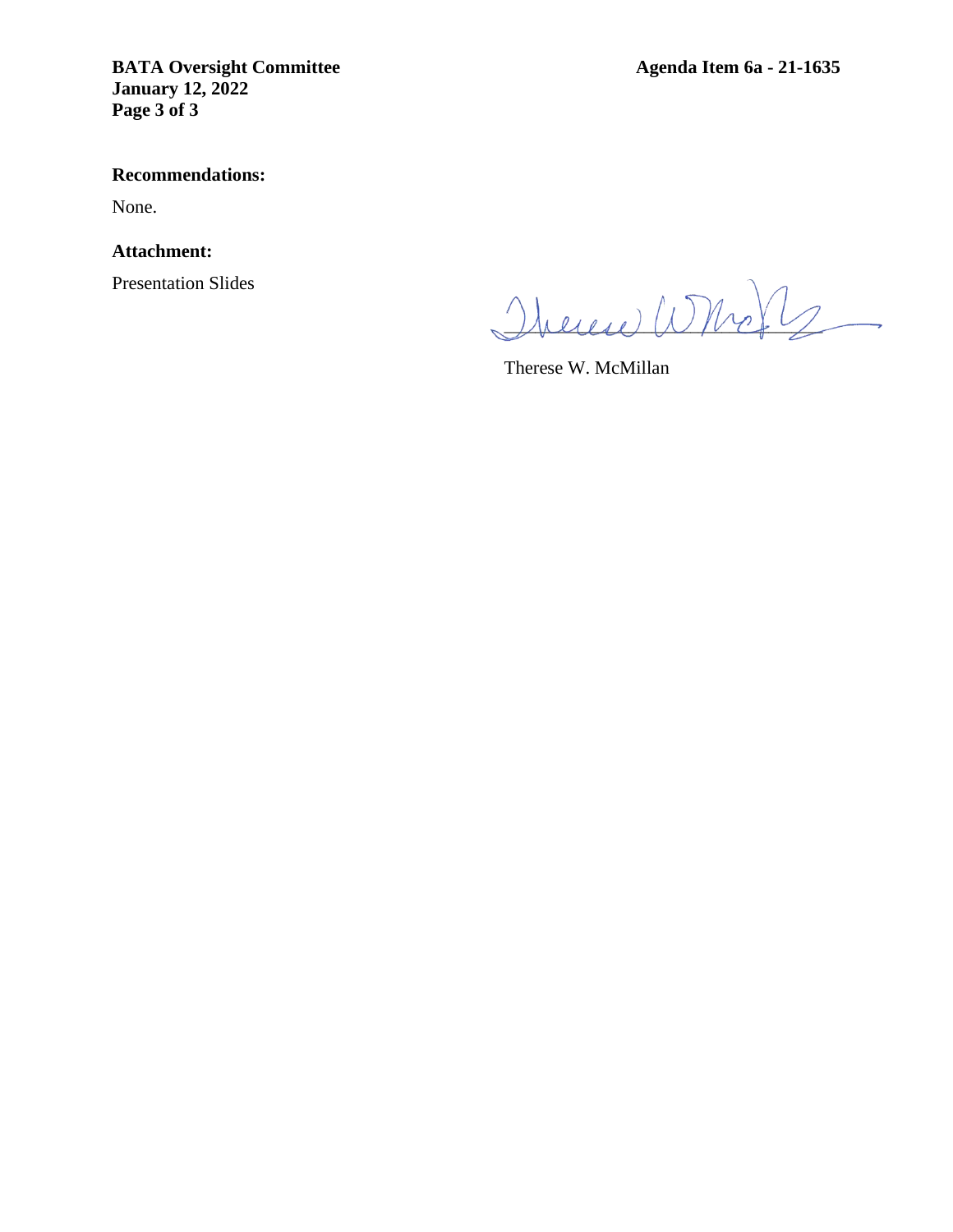**Recommendations:**

None.

**Attachment:**

Presentation Slides

Therese W. McMillan